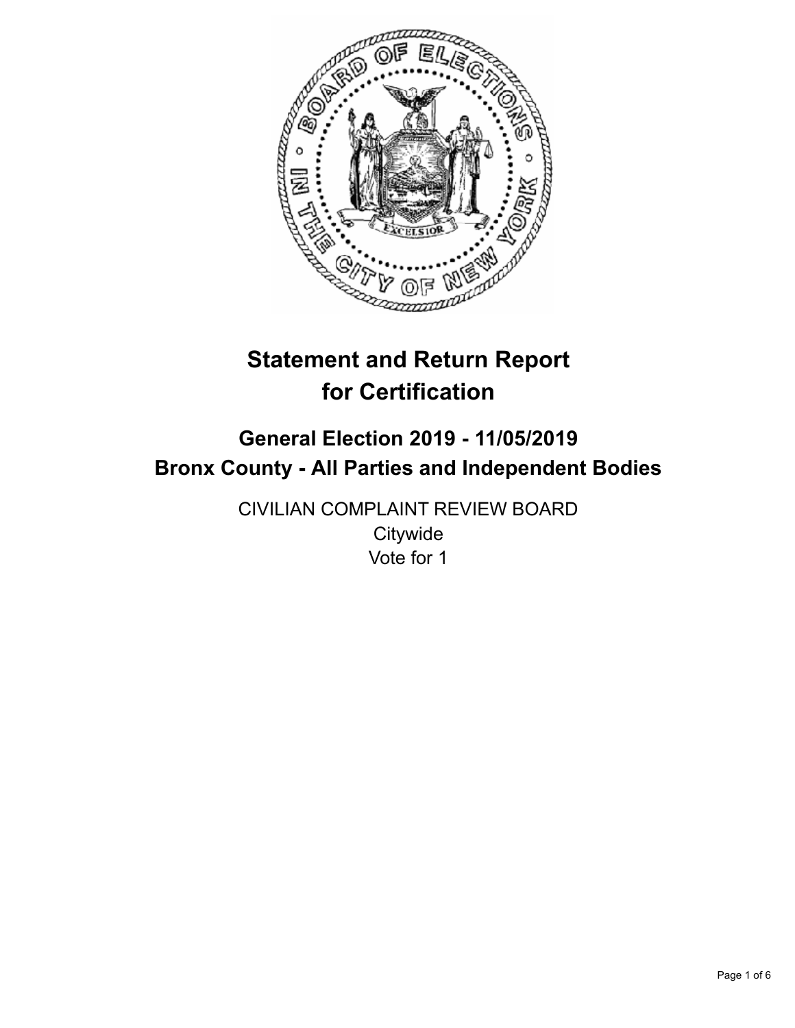# Statement and Return Report for Certification

## General Election 2019 - 11/05/2019
## Bronx County - All Parties and Independent Bodies

CIVILIAN COMPLAINT REVIEW BOARD
Citywide
Vote for 1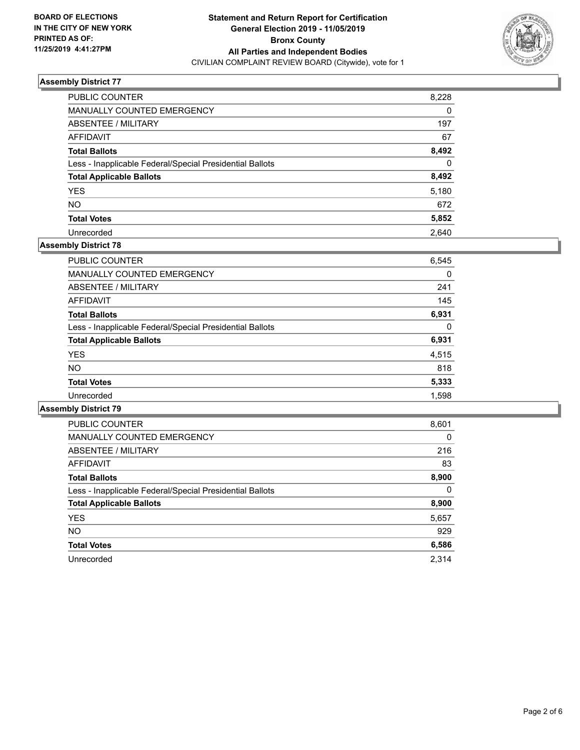BOARD OF ELECTIONS
IN THE CITY OF NEW YORK
PRINTED AS OF:
11/25/2019 4:41:27PM

**Statement and Return Report for Certification**
**General Election 2019 - 11/05/2019**
**Bronx County**
**All Parties and Independent Bodies**
CIVILIAN COMPLAINT REVIEW BOARD (Citywide), vote for 1

### Assembly District 77

| | |
|---|---|
| PUBLIC COUNTER | 8,228 |
| MANUALLY COUNTED EMERGENCY | 0 |
| ABSENTEE / MILITARY | 197 |
| AFFIDAVIT | 67 |
| **Total Ballots** | **8,492** |
| Less - Inapplicable Federal/Special Presidential Ballots | 0 |
| **Total Applicable Ballots** | **8,492** |
| YES | 5,180 |
| NO | 672 |
| **Total Votes** | **5,852** |
| Unrecorded | 2,640 |

### Assembly District 78

| | |
|---|---|
| PUBLIC COUNTER | 6,545 |
| MANUALLY COUNTED EMERGENCY | 0 |
| ABSENTEE / MILITARY | 241 |
| AFFIDAVIT | 145 |
| **Total Ballots** | **6,931** |
| Less - Inapplicable Federal/Special Presidential Ballots | 0 |
| **Total Applicable Ballots** | **6,931** |
| YES | 4,515 |
| NO | 818 |
| **Total Votes** | **5,333** |
| Unrecorded | 1,598 |

### Assembly District 79

| | |
|---|---|
| PUBLIC COUNTER | 8,601 |
| MANUALLY COUNTED EMERGENCY | 0 |
| ABSENTEE / MILITARY | 216 |
| AFFIDAVIT | 83 |
| **Total Ballots** | **8,900** |
| Less - Inapplicable Federal/Special Presidential Ballots | 0 |
| **Total Applicable Ballots** | **8,900** |
| YES | 5,657 |
| NO | 929 |
| **Total Votes** | **6,586** |
| Unrecorded | 2,314 |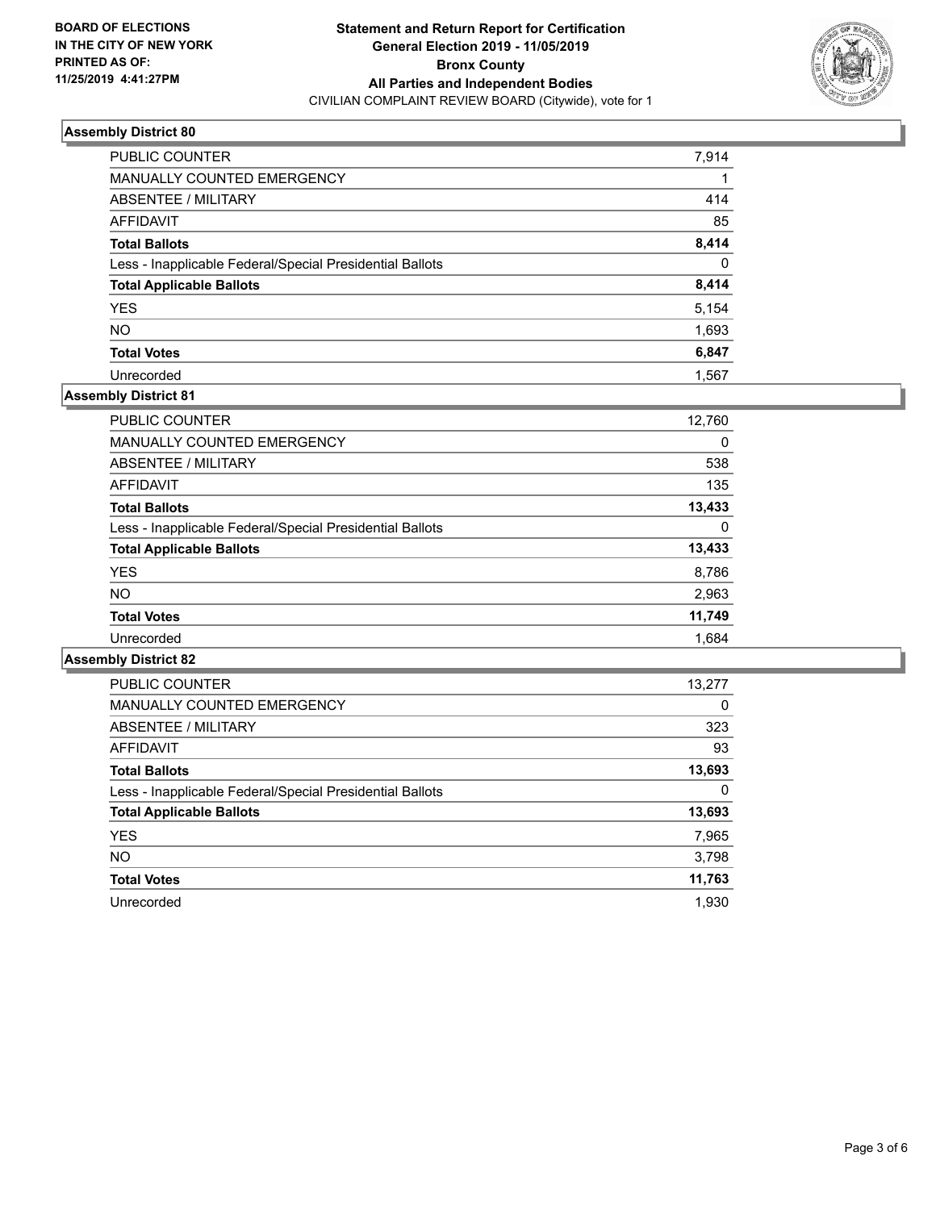**BOARD OF ELECTIONS IN THE CITY OF NEW YORK PRINTED AS OF: 11/25/2019 4:41:27PM**

**Statement and Return Report for Certification**
**General Election 2019 - 11/05/2019**
**Bronx County**
**All Parties and Independent Bodies**
CIVILIAN COMPLAINT REVIEW BOARD (Citywide), vote for 1

### Assembly District 80

| | |
|---|---|
| PUBLIC COUNTER | 7,914 |
| MANUALLY COUNTED EMERGENCY | 1 |
| ABSENTEE / MILITARY | 414 |
| AFFIDAVIT | 85 |
| **Total Ballots** | **8,414** |
| Less - Inapplicable Federal/Special Presidential Ballots | 0 |
| **Total Applicable Ballots** | **8,414** |
| YES | 5,154 |
| NO | 1,693 |
| **Total Votes** | **6,847** |
| Unrecorded | 1,567 |

### Assembly District 81

| | |
|---|---|
| PUBLIC COUNTER | 12,760 |
| MANUALLY COUNTED EMERGENCY | 0 |
| ABSENTEE / MILITARY | 538 |
| AFFIDAVIT | 135 |
| **Total Ballots** | **13,433** |
| Less - Inapplicable Federal/Special Presidential Ballots | 0 |
| **Total Applicable Ballots** | **13,433** |
| YES | 8,786 |
| NO | 2,963 |
| **Total Votes** | **11,749** |
| Unrecorded | 1,684 |

### Assembly District 82

| | |
|---|---|
| PUBLIC COUNTER | 13,277 |
| MANUALLY COUNTED EMERGENCY | 0 |
| ABSENTEE / MILITARY | 323 |
| AFFIDAVIT | 93 |
| **Total Ballots** | **13,693** |
| Less - Inapplicable Federal/Special Presidential Ballots | 0 |
| **Total Applicable Ballots** | **13,693** |
| YES | 7,965 |
| NO | 3,798 |
| **Total Votes** | **11,763** |
| Unrecorded | 1,930 |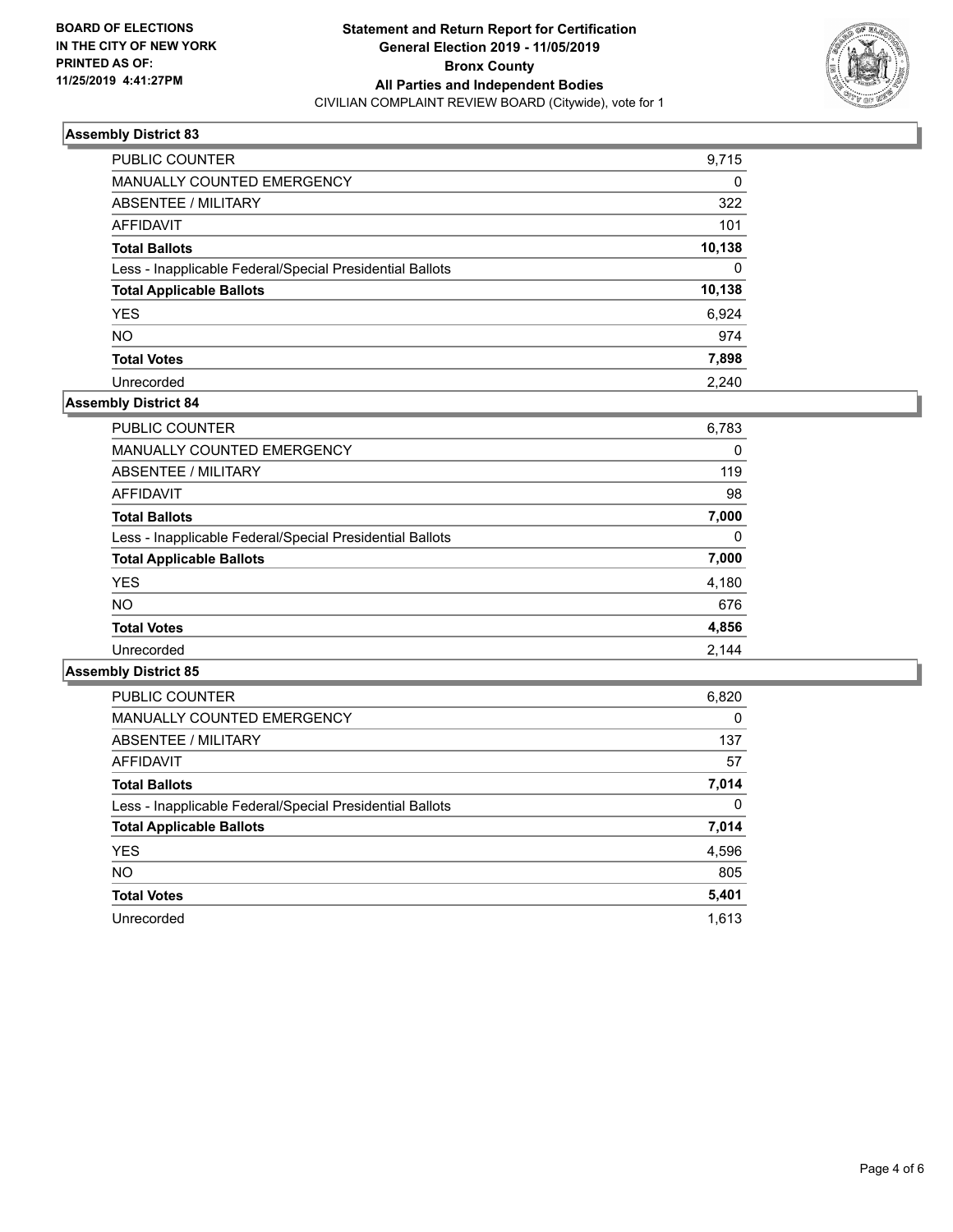BOARD OF ELECTIONS
IN THE CITY OF NEW YORK
PRINTED AS OF:
11/25/2019 4:41:27PM

**Statement and Return Report for Certification**
**General Election 2019 - 11/05/2019**
**Bronx County**
**All Parties and Independent Bodies**
CIVILIAN COMPLAINT REVIEW BOARD (Citywide), vote for 1

### Assembly District 83

| | |
|---|---|
| PUBLIC COUNTER | 9,715 |
| MANUALLY COUNTED EMERGENCY | 0 |
| ABSENTEE / MILITARY | 322 |
| AFFIDAVIT | 101 |
| **Total Ballots** | **10,138** |
| Less - Inapplicable Federal/Special Presidential Ballots | 0 |
| **Total Applicable Ballots** | **10,138** |
| YES | 6,924 |
| NO | 974 |
| **Total Votes** | **7,898** |
| Unrecorded | 2,240 |

### Assembly District 84

| | |
|---|---|
| PUBLIC COUNTER | 6,783 |
| MANUALLY COUNTED EMERGENCY | 0 |
| ABSENTEE / MILITARY | 119 |
| AFFIDAVIT | 98 |
| **Total Ballots** | **7,000** |
| Less - Inapplicable Federal/Special Presidential Ballots | 0 |
| **Total Applicable Ballots** | **7,000** |
| YES | 4,180 |
| NO | 676 |
| **Total Votes** | **4,856** |
| Unrecorded | 2,144 |

### Assembly District 85

| | |
|---|---|
| PUBLIC COUNTER | 6,820 |
| MANUALLY COUNTED EMERGENCY | 0 |
| ABSENTEE / MILITARY | 137 |
| AFFIDAVIT | 57 |
| **Total Ballots** | **7,014** |
| Less - Inapplicable Federal/Special Presidential Ballots | 0 |
| **Total Applicable Ballots** | **7,014** |
| YES | 4,596 |
| NO | 805 |
| **Total Votes** | **5,401** |
| Unrecorded | 1,613 |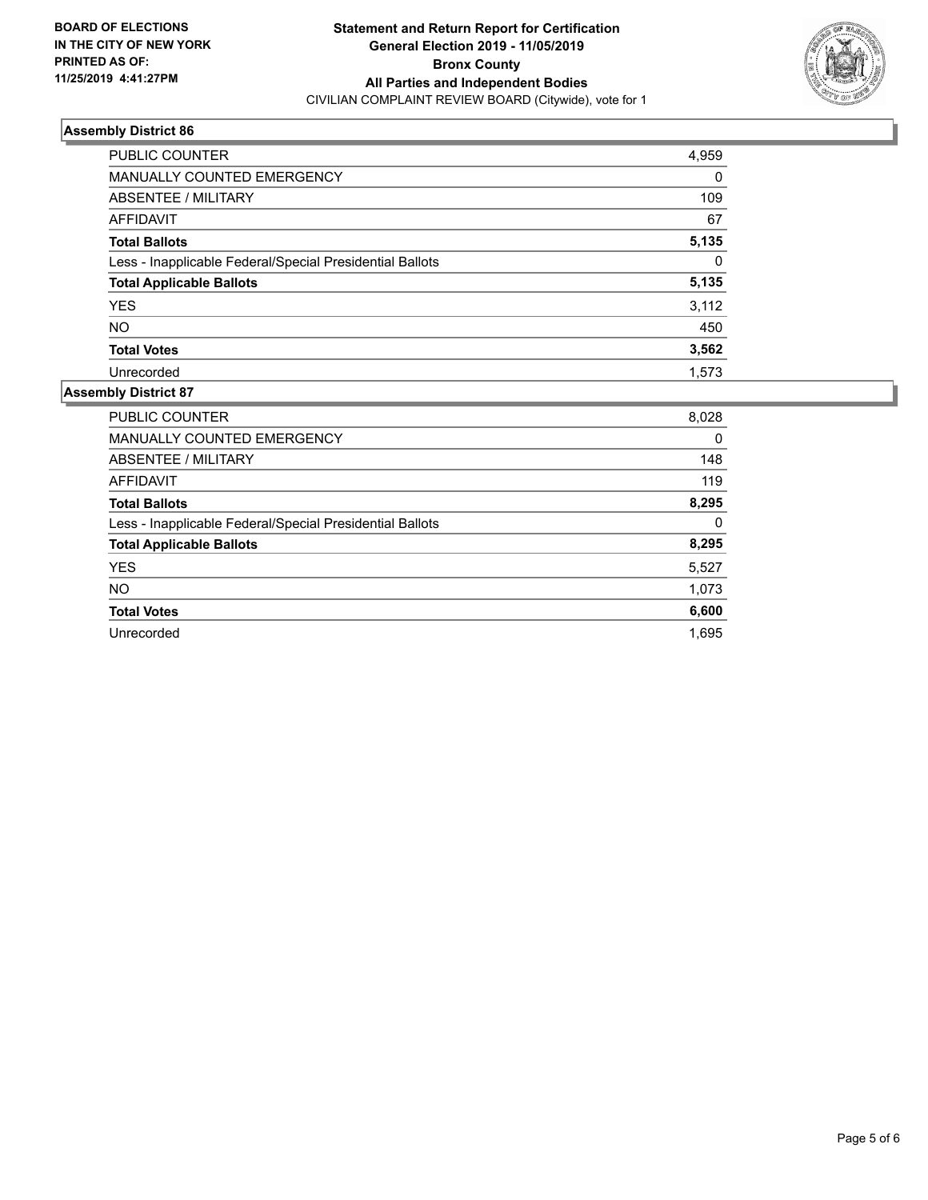**BOARD OF ELECTIONS IN THE CITY OF NEW YORK PRINTED AS OF: 11/25/2019 4:41:27PM**

**Statement and Return Report for Certification**
**General Election 2019 - 11/05/2019**
**Bronx County**
**All Parties and Independent Bodies**
CIVILIAN COMPLAINT REVIEW BOARD (Citywide), vote for 1

### Assembly District 86

| | |
|---|---|
| PUBLIC COUNTER | 4,959 |
| MANUALLY COUNTED EMERGENCY | 0 |
| ABSENTEE / MILITARY | 109 |
| AFFIDAVIT | 67 |
| **Total Ballots** | **5,135** |
| Less - Inapplicable Federal/Special Presidential Ballots | 0 |
| **Total Applicable Ballots** | **5,135** |
| YES | 3,112 |
| NO | 450 |
| **Total Votes** | **3,562** |
| Unrecorded | 1,573 |

### Assembly District 87

| | |
|---|---|
| PUBLIC COUNTER | 8,028 |
| MANUALLY COUNTED EMERGENCY | 0 |
| ABSENTEE / MILITARY | 148 |
| AFFIDAVIT | 119 |
| **Total Ballots** | **8,295** |
| Less - Inapplicable Federal/Special Presidential Ballots | 0 |
| **Total Applicable Ballots** | **8,295** |
| YES | 5,527 |
| NO | 1,073 |
| **Total Votes** | **6,600** |
| Unrecorded | 1,695 |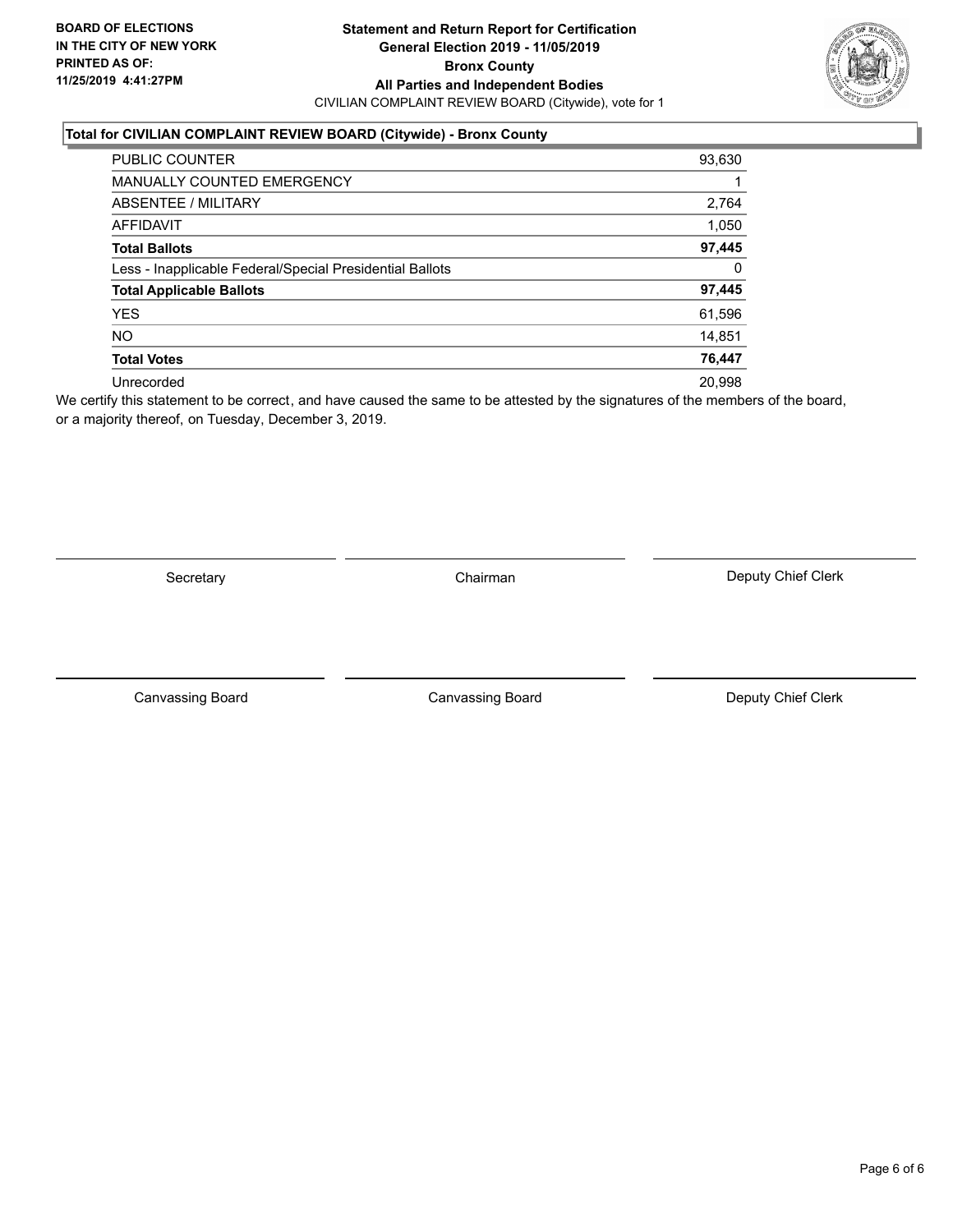**BOARD OF ELECTIONS IN THE CITY OF NEW YORK PRINTED AS OF: 11/25/2019 4:41:27PM**

**Statement and Return Report for Certification General Election 2019 - 11/05/2019 Bronx County All Parties and Independent Bodies**

CIVILIAN COMPLAINT REVIEW BOARD (Citywide), vote for 1

## Total for CIVILIAN COMPLAINT REVIEW BOARD (Citywide) - Bronx County

| | |
|---|---|
| PUBLIC COUNTER | 93,630 |
| MANUALLY COUNTED EMERGENCY | 1 |
| ABSENTEE / MILITARY | 2,764 |
| AFFIDAVIT | 1,050 |
| **Total Ballots** | **97,445** |
| Less - Inapplicable Federal/Special Presidential Ballots | 0 |
| **Total Applicable Ballots** | **97,445** |
| YES | 61,596 |
| NO | 14,851 |
| **Total Votes** | **76,447** |
| Unrecorded | 20,998 |

We certify this statement to be correct, and have caused the same to be attested by the signatures of the members of the board, or a majority thereof, on Tuesday, December 3, 2019.

Secretary

Chairman

Deputy Chief Clerk

Canvassing Board

Canvassing Board

Deputy Chief Clerk